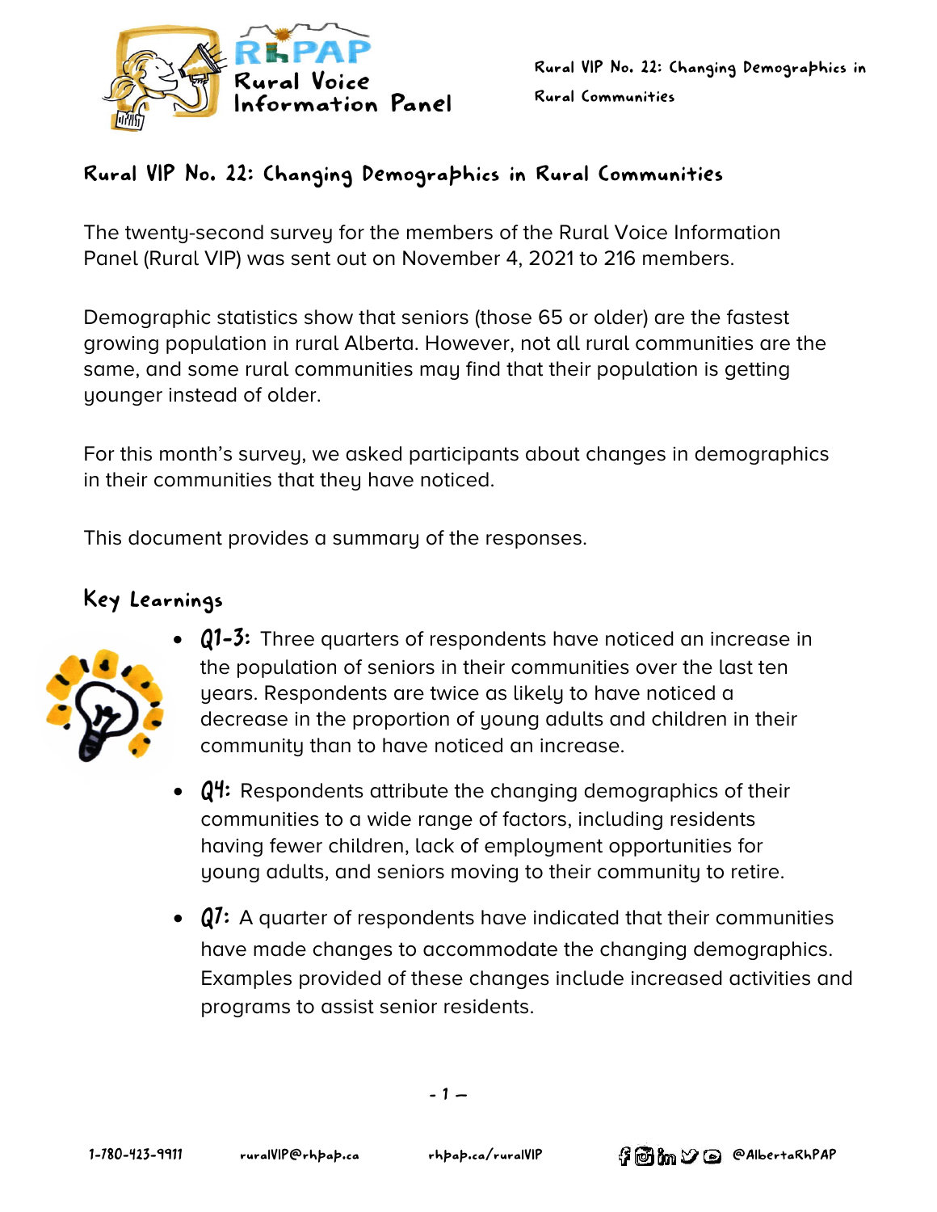# Rural VIP No. 22: Changing Demographics in Rural Communities

The twenty-second survey for the members of the Rural Voice Information Panel (Rural VIP) was sent out on November 4, 2021 to 216 members.

Demographic statistics show that seniors (those 65 or older) are the fastest growing population in rural Alberta. However, not all rural communities are the same, and some rural communities may find that their population is getting younger instead of older.

For this month's survey, we asked participants about changes in demographics in their communities that they have noticed.

This document provides a summary of the responses.

## Key Learnings

- **Q1-3:** Three quarters of respondents have noticed an increase in the population of seniors in their communities over the last ten years. Respondents are twice as likely to have noticed a decrease in the proportion of young adults and children in their community than to have noticed an increase.
- **Q4:** Respondents attribute the changing demographics of their communities to a wide range of factors, including residents having fewer children, lack of employment opportunities for young adults, and seniors moving to their community to retire.
- **Q7:** A quarter of respondents have indicated that their communities have made changes to accommodate the changing demographics. Examples provided of these changes include increased activities and programs to assist senior residents.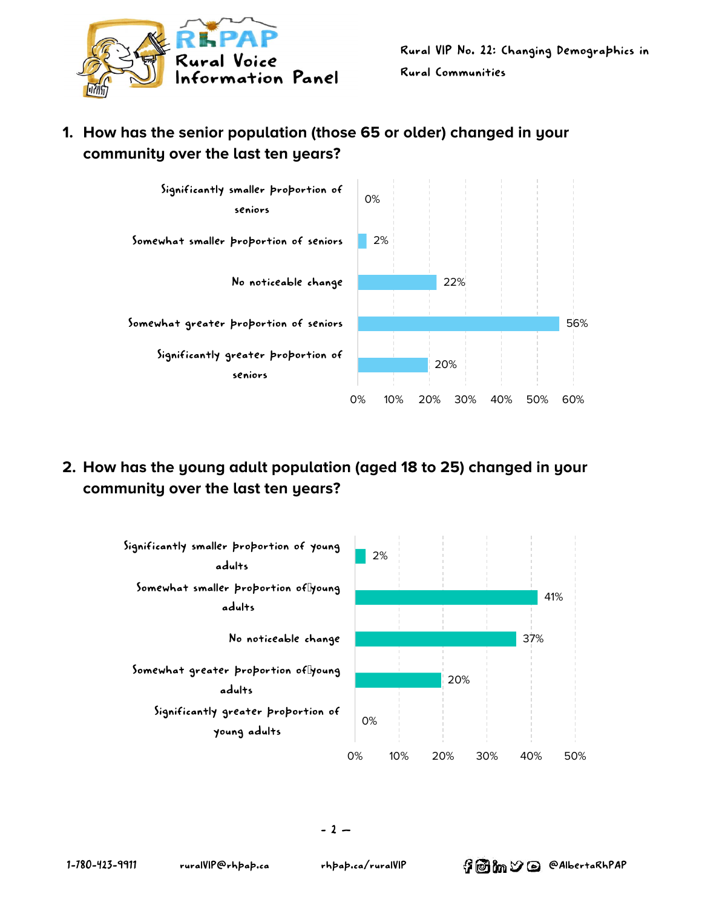1. **How has the senior population (those 65 or older) changed in your community over the last ten years?**

| Response | Percentage |
|---|---|
| Significantly smaller proportion of seniors | 0% |
| Somewhat smaller proportion of seniors | 2% |
| No noticeable change | 22% |
| Somewhat greater proportion of seniors | 56% |
| Significantly greater proportion of seniors | 20% |

2. **How has the young adult population (aged 18 to 25) changed in your community over the last ten years?**

| Response | Percentage |
|---|---|
| Significantly smaller proportion of young adults | 2% |
| Somewhat smaller proportion of young adults | 41% |
| No noticeable change | 37% |
| Somewhat greater proportion of young adults | 20% |
| Significantly greater proportion of young adults | 0% |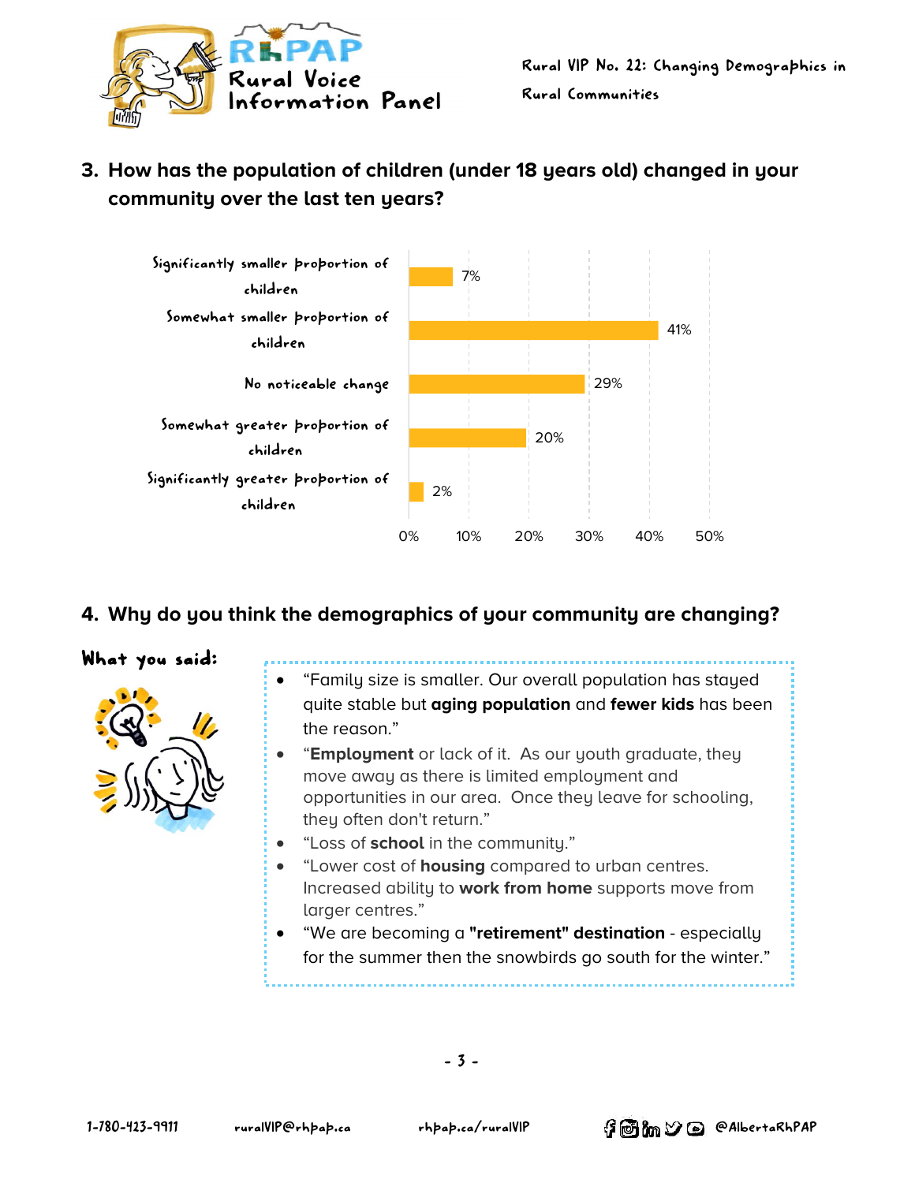## 3. How has the population of children (under 18 years old) changed in your community over the last ten years?

| Response | Percentage |
| --- | --- |
| Significantly smaller proportion of children | 7% |
| Somewhat smaller proportion of children | 41% |
| No noticeable change | 29% |
| Somewhat greater proportion of children | 20% |
| Significantly greater proportion of children | 2% |

## 4. Why do you think the demographics of your community are changing?

**What you said:**

- "Family size is smaller. Our overall population has stayed quite stable but **aging population** and **fewer kids** has been the reason."
- "**Employment** or lack of it. As our youth graduate, they move away as there is limited employment and opportunities in our area. Once they leave for schooling, they often don't return."
- "Loss of **school** in the community."
- "Lower cost of **housing** compared to urban centres. Increased ability to **work from home** supports move from larger centres."
- "We are becoming a **"retirement" destination** - especially for the summer then the snowbirds go south for the winter."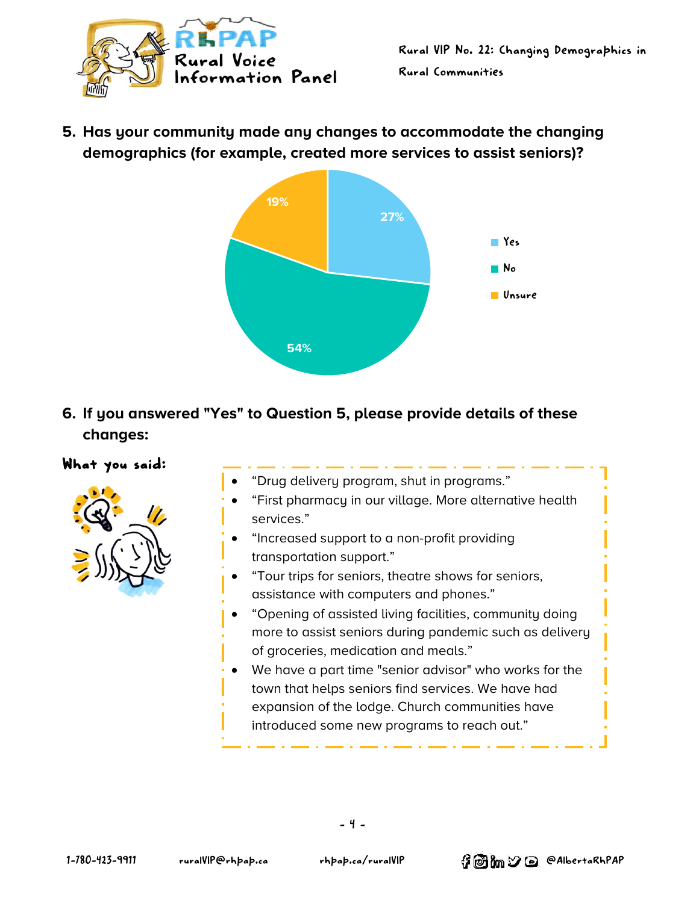**5. Has your community made any changes to accommodate the changing demographics (for example, created more services to assist seniors)?**

| Response | Percentage |
|---|---|
| Yes | 27% |
| No | 54% |
| Unsure | 19% |

**6. If you answered "Yes" to Question 5, please provide details of these changes:**

**What you said:**

- "Drug delivery program, shut in programs."
- "First pharmacy in our village. More alternative health services."
- "Increased support to a non-profit providing transportation support."
- "Tour trips for seniors, theatre shows for seniors, assistance with computers and phones."
- "Opening of assisted living facilities, community doing more to assist seniors during pandemic such as delivery of groceries, medication and meals."
- We have a part time "senior advisor" who works for the town that helps seniors find services. We have had expansion of the lodge. Church communities have introduced some new programs to reach out."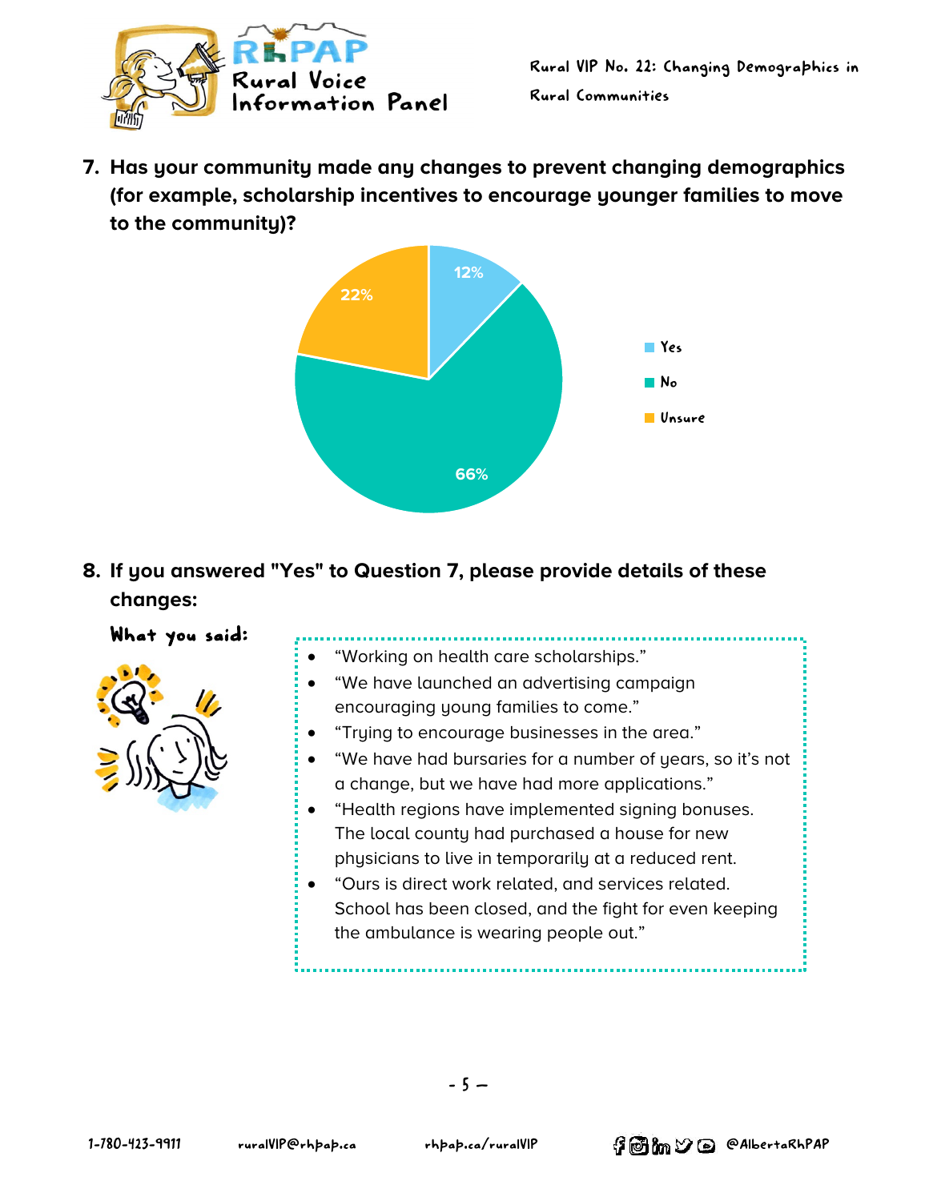7. **Has your community made any changes to prevent changing demographics (for example, scholarship incentives to encourage younger families to move to the community)?**

| Response | Percentage |
|---|---|
| Yes | 12% |
| No | 66% |
| Unsure | 22% |

8. **If you answered "Yes" to Question 7, please provide details of these changes:**

**What you said:**

- "Working on health care scholarships."
- "We have launched an advertising campaign encouraging young families to come."
- "Trying to encourage businesses in the area."
- "We have had bursaries for a number of years, so it's not a change, but we have had more applications."
- "Health regions have implemented signing bonuses. The local county had purchased a house for new physicians to live in temporarily at a reduced rent.
- "Ours is direct work related, and services related. School has been closed, and the fight for even keeping the ambulance is wearing people out."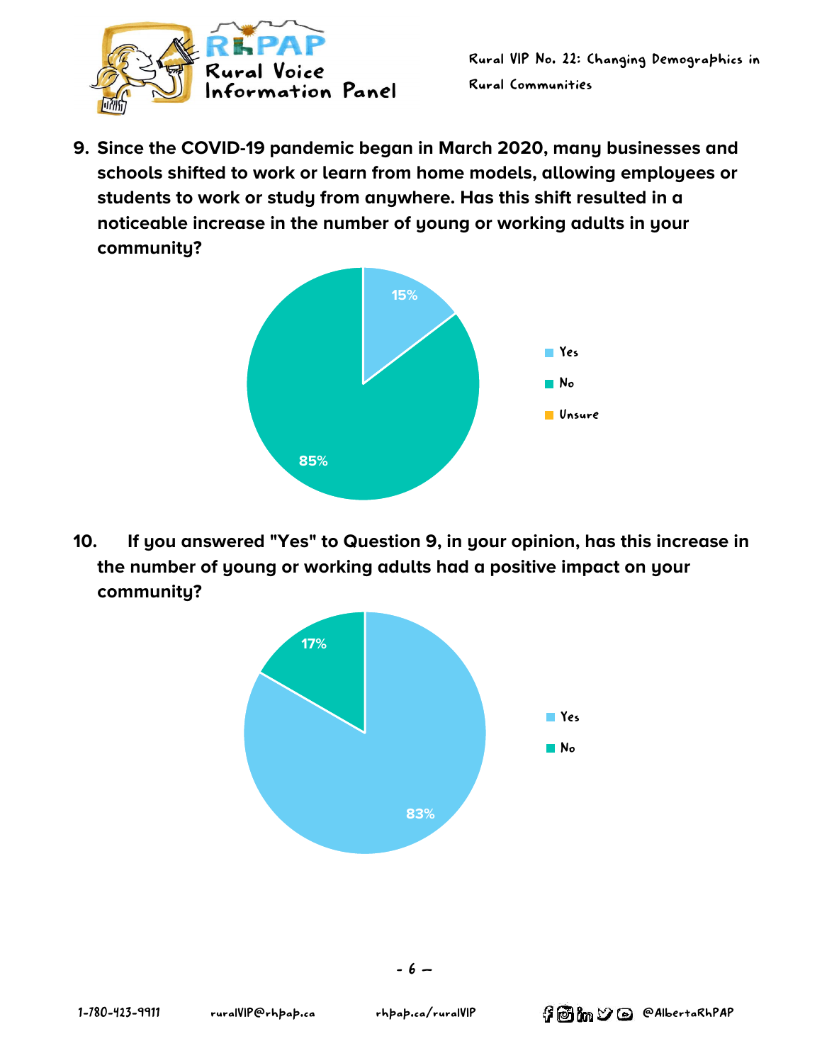9. **Since the COVID-19 pandemic began in March 2020, many businesses and schools shifted to work or learn from home models, allowing employees or students to work or study from anywhere. Has this shift resulted in a noticeable increase in the number of young or working adults in your community?**

15%

85%

Yes

No

Unsure

10. **If you answered "Yes" to Question 9, in your opinion, has this increase in the number of young or working adults had a positive impact on your community?**

17%

83%

Yes

No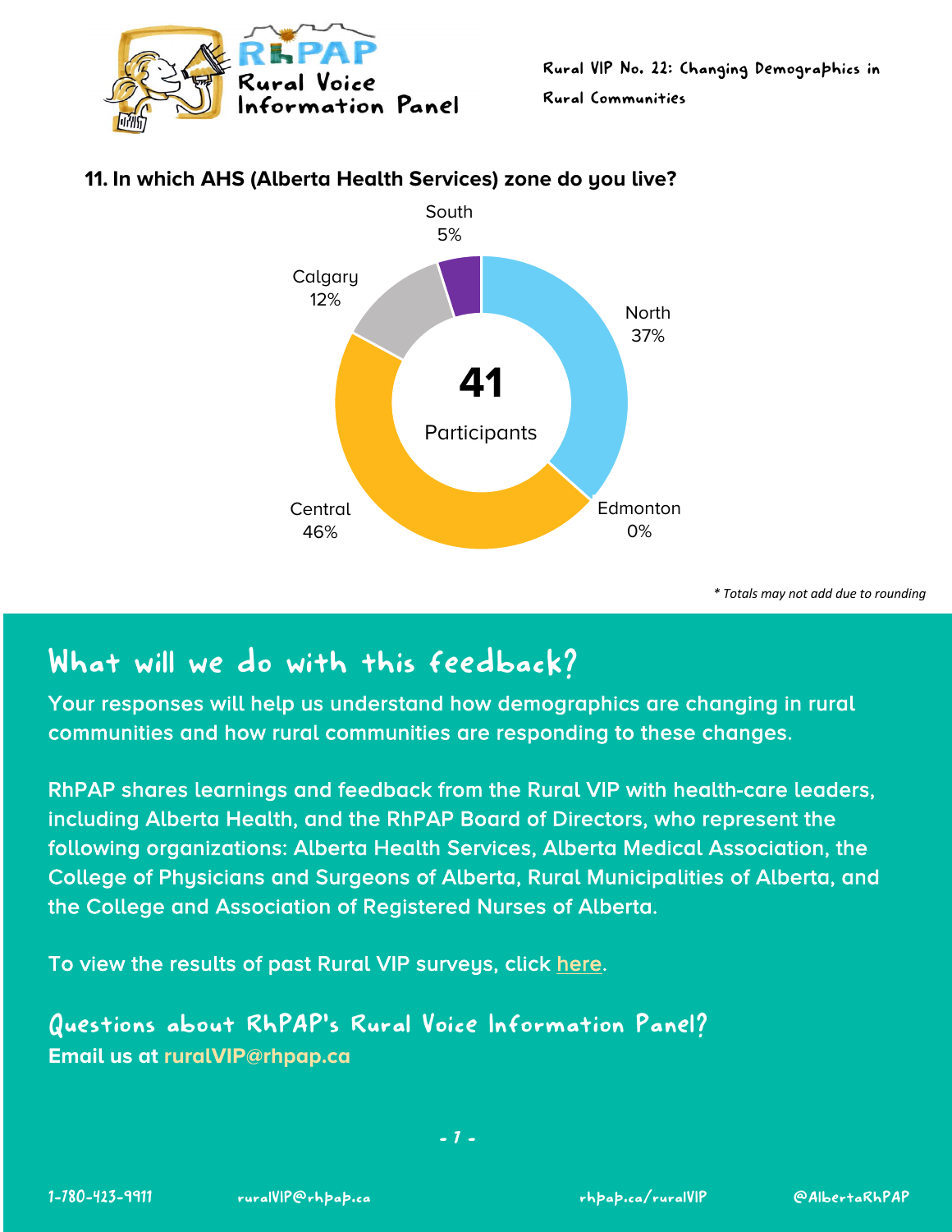Rural VIP No. 22: Changing Demographics in Rural Communities

**11. In which AHS (Alberta Health Services) zone do you live?**

South
5%

Calgary
12%

North
37%

41
Participants

Central
46%

Edmonton
0%

*\* Totals may not add due to rounding*

## What will we do with this feedback?

Your responses will help us understand how demographics are changing in rural communities and how rural communities are responding to these changes.

RhPAP shares learnings and feedback from the Rural VIP with health-care leaders, including Alberta Health, and the RhPAP Board of Directors, who represent the following organizations: Alberta Health Services, Alberta Medical Association, the College of Physicians and Surgeons of Alberta, Rural Municipalities of Alberta, and the College and Association of Registered Nurses of Alberta.

To view the results of past Rural VIP surveys, click here.

## Questions about RhPAP's Rural Voice Information Panel?

**Email us at ruralVIP@rhpap.ca**

1-780-423-9911 ruralVIP@rhpap.ca rhpap.ca/ruralVIP @AlbertaRhPAP